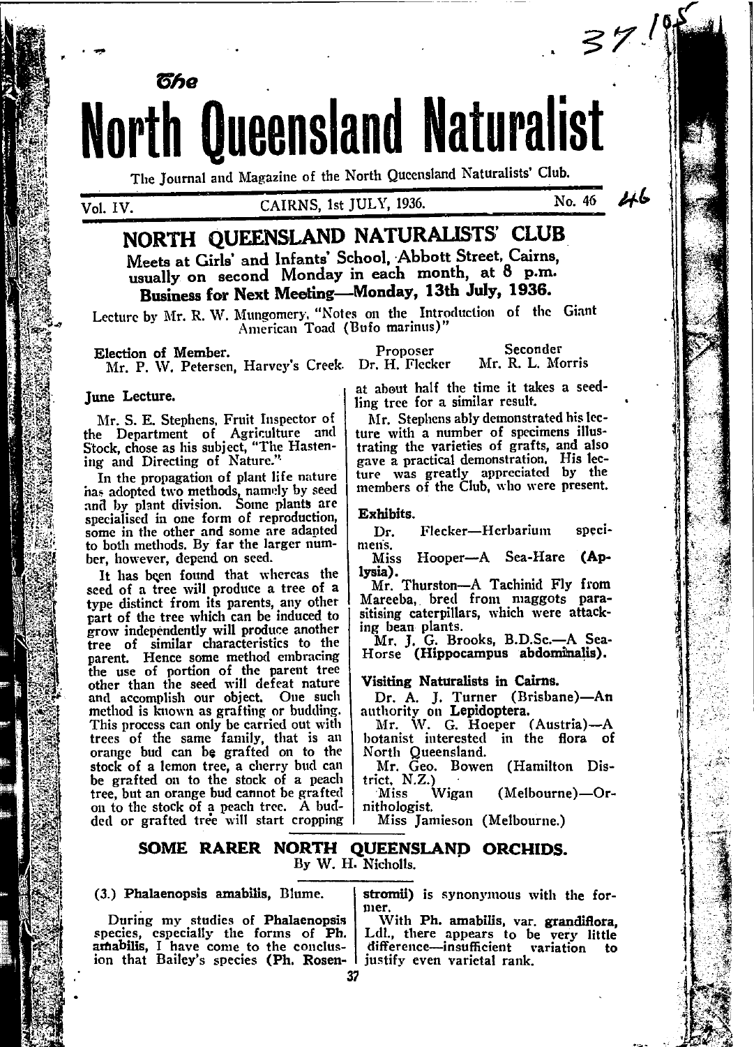# The North Queensland Naturalist

The Journal and Magazine of the North Queensland Naturalists' Club.

Vol. IV. CAIRNS, 1st JULY, 1936. No. 46

## NORTH QUEENSLAND NATURALISTS' CLUB

**Meets at Girls' and Infants' School, Abbott Street, Cairns, usually on second Monday in each month, at 8 p.m.**

**Business for Next Meeting—Monday, 13th July, 1936.**

Lecture by Mr. R. W. Mungomery, "Notes on the Introduction of the Giant American Toad (Bufo marinus)"

**Election of Member.**

| | Proposer | Seconder |
|---|---|---|
| Mr. P. W. Petersen, Harvey's Creek. | Dr. H. Flecker | Mr. R. L. Morris |

### June Lecture.

Mr. S. E. Stephens, Fruit Inspector of the Department of Agriculture and Stock, chose as his subject, "The Hastening and Directing of Nature."

In the propagation of plant life nature has adopted two methods, namely by seed and by plant division. Some plants are specialised in one form of reproduction, some in the other and some are adapted to both methods. By far the larger number, however, depend on seed.

It has been found that whereas the seed of a tree will produce a tree of a type distinct from its parents, any other part of the tree which can be induced to grow independently will produce another tree of similar characteristics to the parent. Hence some method embracing the use of portion of the parent tree other than the seed will defeat nature and accomplish our object. One such method is known as grafting or budding. This process can only be carried out with trees of the same family, that is an orange bud can be grafted on to the stock of a lemon tree, a cherry bud can be grafted on to the stock of a peach tree, but an orange bud cannot be grafted on to the stock of a peach tree. A budded or grafted tree will start cropping at about half the time it takes a seedling tree for a similar result.

Mr. Stephens ably demonstrated his lecture with a number of specimens illustrating the varieties of grafts, and also gave a practical demonstration. His lecture was greatly appreciated by the members of the Club, who were present.

### Exhibits.

Dr. Flecker—Herbarium specimens.

Miss Hooper—A Sea-Hare **(Aplysia).**

Mr. Thurston—A Tachinid Fly from Mareeba, bred from maggots parasitising caterpillars, which were attacking bean plants.

Mr. J. G. Brooks, B.D.Sc.—A Sea-Horse **(Hippocampus abdominalis).**

### Visiting Naturalists in Cairns.

Dr. A. J. Turner (Brisbane)—An authority on **Lepidoptera.**

Mr. W. G. Hoeper (Austria)—A botanist interested in the flora of North Queensland.

Mr. Geo. Bowen (Hamilton District, N.Z.)

Miss Wigan (Melbourne)—Ornithologist.

Miss Jamieson (Melbourne.)

## SOME RARER NORTH QUEENSLAND ORCHIDS.

By W. H. Nicholls.

(3.) **Phalaenopsis amabilis,** Blume.

During my studies of **Phalaenopsis** species, especially the forms of **Ph. amabilis,** I have come to the conclusion that Bailey's species **(Ph. Rosenstromii)** is synonymous with the former.

With **Ph. amabilis,** var. **grandiflora,** Ldl., there appears to be very little difference—insufficient variation to justify even varietal rank.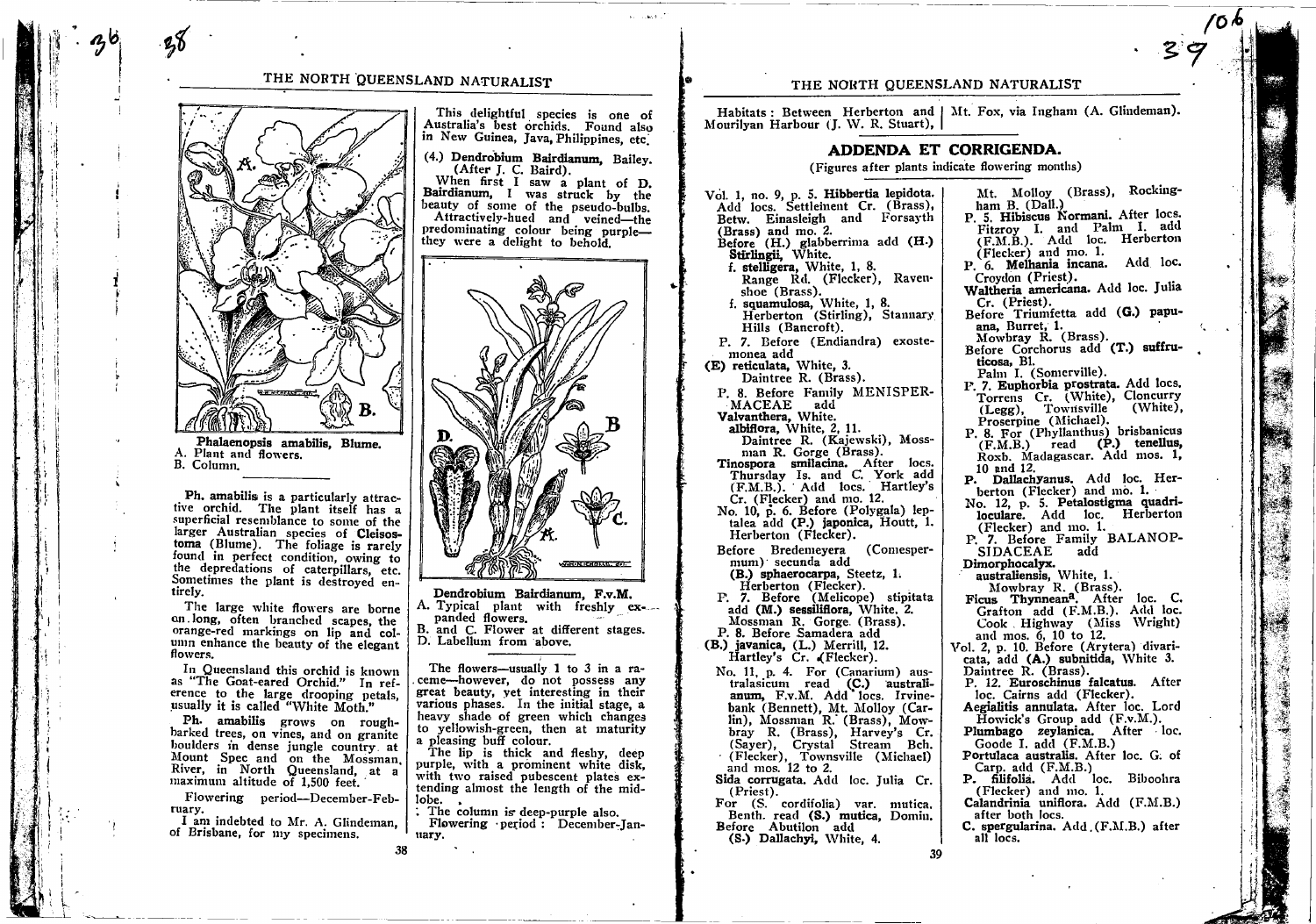Phalaenopsis amabilis, Blume.
A. Plant and flowers.
B. Column.

**Ph. amabilis** is a particularly attractive orchid. The plant itself has a superficial resemblance to some of the larger Australian species of **Cleisostoma** (Blume). The foliage is rarely found in perfect condition, owing to the depredations of caterpillars, etc. Sometimes the plant is destroyed entirely.

The large white flowers are borne on long, often branched scapes, the orange-red markings on lip and column enhance the beauty of the elegant flowers.

In Queensland this orchid is known as "The Goat-eared Orchid." In reference to the large drooping petals, usually it is called "White Moth."

**Ph. amabilis** grows on rough-barked trees, on vines, and on granite boulders in dense jungle country at Mount Spec and on the Mossman River, in North Queensland, at a maximum altitude of 1,500 feet.

Flowering period—December-February.

I am indebted to Mr. A. Glindeman, of Brisbane, for my specimens.

This delightful species is one of Australia's best orchids. Found also in New Guinea, Java, Philippines, etc.

(4.) **Dendrobium Bairdianum**, Bailey. (After J. C. Baird).

When first I saw a plant of **D. Bairdianum**, I was struck by the beauty of some of the pseudo-bulbs. Attractively-hued and veined—the predominating colour being purple—they were a delight to behold.

Dendrobium Bairdianum, F.v.M.
A. Typical plant with freshly expanded flowers.
B. and C. Flower at different stages.
D. Labellum from above.

The flowers—usually 1 to 3 in a raceme—however, do not possess any great beauty, yet interesting in their various phases. In the initial stage, a heavy shade of green which changes to yellowish-green, then at maturity a pleasing buff colour.

The lip is thick and fleshy, deep purple, with a prominent white disk, with two raised pubescent plates extending almost the length of the mid-lobe.

The column is deep-purple also.

Flowering period: December-January.

Habitats: Between Herberton and Mourilyan Harbour (J. W. R. Stuart), Mt. Fox, via Ingham (A. Glindeman).

## ADDENDA ET CORRIGENDA.

(Figures after plants indicate flowering months)

Vol. 1, no. 9, p. 5. **Hibbertia lepidota.** Add locs. Settlement Cr. (Brass), Betw. Einasleigh and Forsayth (Brass) and mo. 2.

Before (H.) glabberima add **(H.) Stirlingii,** White.

f. **stelligera,** White, 1, 8. Range Rd. (Flecker), Ravenshoe (Brass).

f. **squamulosa,** White, 1, 8. Herberton (Stirling), Stannary Hills (Bancroft).

P. 7. Before (Endiandra) exostemonea add

**(E) reticulata,** White, 3. Daintree R. (Brass).

P. 8. Before Family MENISPERMACEAE add

**Valvanthera,** White.

**albiflora,** White, 2, 11. Daintree R. (Kajewski), Mossman R. Gorge (Brass).

**Tinospora smilacina.** After locs. Thursday Is. and C. York add (F.M.B.). Add locs. Hartley's Cr. (Flecker) and mo. 12.

No. 10, p. 6. Before (Polygala) leptalea add **(P.) japonica,** Houtt, 1. Herberton (Flecker).

Before Bredemeyera (Comespermum) secunda add

**(B.) sphaerocarpa,** Steetz, 1. Herberton (Flecker).

P. 7. Before (Melicope) stipitata add **(M.) sessiliflora,** White, 2. Mossman R. Gorge (Brass).

P. 8. Before Samadera add

**(B.) javanica, (L.)** Merrill, 12. Hartley's Cr. (Flecker).

No. 11, p. 4. For (Canarium) australasicum read **(C.) australianum,** F.v.M. Add locs. Irvinebank (Bennett), Mt. Molloy (Carlin), Mossman R. (Brass), Mowbray R. (Brass), Harvey's Cr. (Sayer), Crystal Stream Bch. (Flecker), Townsville (Michael) and mos. 12 to 2.

**Sida corrugata.** Add loc. Julia Cr. (Priest).

For (S. cordifolia) var. mutica, Benth. read **(S.) mutica,** Domin.

Before Abutilon add

**(S.) Dallachyi,** White, 4. Mt. Molloy (Brass), Rockingham B. (Dall.)

P. 5. **Hibiscus Normani.** After locs. Fitzroy I. and Palm I. add (F.M.B.). Add loc. Herberton (Flecker) and mo. 1.

P. 6. **Melhania incana.** Add loc. Croydon (Priest).

**Waltheria americana.** Add loc. Julia Cr. (Priest).

Before Triumfetta add **(G.) papuana,** Burret, 1. Mowbray R. (Brass).

Before Corchorus add **(T.) suffruticosa,** Bl. Palm I. (Somerville).

P. 7. **Euphorbia prostrata.** Add locs. Torrens Cr. (White), Cloncurry (Legg), Townsville (White), Proserpine (Michael).

P. 8. For (Phyllanthus) brisbanicus (F.M.B.) read **(P.) tenellus,** Roxb. Madagascar. Add mos. 1, 10 and 12.

**P. Dallachyanus.** Add loc. Herberton (Flecker) and mo. 1.

No. 12, p. 5. **Petalostigma quadriloculare.** Add loc. Herberton (Flecker) and mo. 1.

P. 7. Before Family BALANOPSIDACEAE add

**Dimorphocalyx.**

**australiensis,** White, 1. Mowbray R. (Brass).

**Ficus Thynneana.** After loc. C. Grafton add (F.M.B.). Add loc. Cook Highway (Miss Wright) and mos. 6, 10 to 12.

Vol. 2, p. 10. Before (Arytera) divaricata, add **(A.) subnitida,** White 3. Daintree R. (Brass).

P. 12. **Euroschinus falcatus.** After loc. Cairns add (Flecker).

**Aegialitis annulata.** After loc. Lord Howick's Group add (F.v.M.).

**Plumbago zeylanica.** After loc. Goode I. add (F.M.B.)

**Portulaca australis.** After loc. G. of Carp. add (F.M.B.)

**P. filifolia.** Add loc. Biboohra (Flecker) and mo. 1.

**Calandrinia uniflora.** Add (F.M.B.) after both locs.

**C. spergularina.** Add (F.M.B.) after all locs.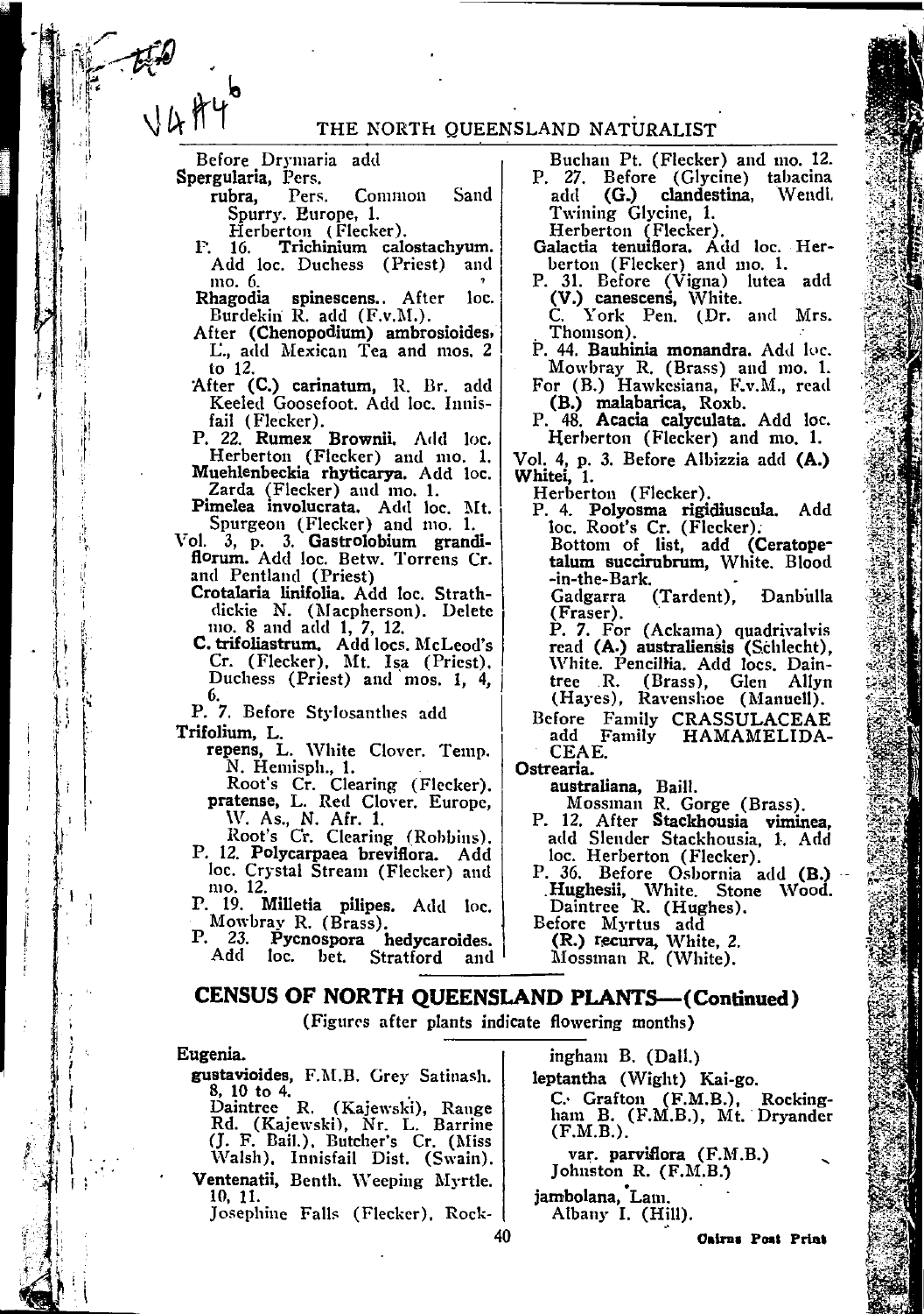Before Drymaria add

**Spergularia,** Pers.

**rubra,** Pers. Common Sand Spurry. Europe, 1.
Herberton (Flecker).

P. 16. **Trichinium calostachyum.** Add loc. Duchess (Priest) and mo. 6.

**Rhagodia spinescens.** After loc. Burdekin R. add (F.v.M.).

After **(Chenopodium) ambrosioides,** L., add Mexican Tea and mos. 2 to 12.

After **(C.) carinatum,** R. Br. add Keeled Goosefoot. Add loc. Innisfail (Flecker).

P. 22. **Rumex Brownii.** Add loc. Herberton (Flecker) and mo. 1.

**Muehlenbeckia rhyticarya.** Add loc. Zarda (Flecker) and mo. 1.

**Pimelea involucrata.** Add loc. Mt. Spurgeon (Flecker) and mo. 1.

Vol. 3, p. 3. **Gastrolobium grandiflorum.** Add loc. Betw. Torrens Cr. and Pentland (Priest)

**Crotalaria linifolia.** Add loc. Strathdickie N. (Macpherson). Delete mo. 8 and add 1, 7, 12.

**C. trifoliastrum.** Add locs. McLeod's Cr. (Flecker), Mt. Isa (Priest), Duchess (Priest) and mos. 1, 4, 6.

P. 7. Before Stylosanthes add

**Trifolium,** L.

**repens,** L. White Clover. Temp. N. Hemisph., 1.
Root's Cr. Clearing (Flecker).

**pratense,** L. Red Clover. Europe, W. As., N. Afr. 1.
Root's Cr. Clearing (Robbins).

P. 12. **Polycarpaea breviflora.** Add loc. Crystal Stream (Flecker) and mo. 12.

P. 19. **Milletia pilipes.** Add loc. Mowbray R. (Brass).

P. 23. **Pycnospora hedycaroides.** Add loc. bet. Stratford and Buchan Pt. (Flecker) and mo. 12.

P. 27. Before (Glycine) tabacina add **(G.) clandestina,** Wendl. Twining Glycine, 1.
Herberton (Flecker).

**Galactia tenuiflora.** Add loc. Herberton (Flecker) and mo. 1.

P. 31. Before (Vigna) lutea add **(V.) canescens,** White.
C. York Pen. (Dr. and Mrs. Thomson).

P. 44. **Bauhinia monandra.** Add loc. Mowbray R. (Brass) and mo. 1.

For (B.) Hawkesiana, F.v.M., read **(B.) malabarica,** Roxb.

P. 48. **Acacia calyculata.** Add loc. Herberton (Flecker) and mo. 1.

Vol. 4, p. 3. Before Albizzia add **(A.) Whitei,** 1.
Herberton (Flecker).

P. 4. **Polyosma rigidiuscula.** Add loc. Root's Cr. (Flecker).
Bottom of list, add **(Ceratopetalum succirubrum,** White. Blood-in-the-Bark.
Gadgarra (Tardent), Danbulla (Fraser).

P. 7. For (Ackama) quadrivalvis read **(A.) australiensis** (Schlecht), White. Pencillia. Add locs. Daintree R. (Brass), Glen Allyn (Hayes), Ravenshoe (Manuell).

Before Family CRASSULACEAE add Family HAMAMELIDACEAE.

**Ostrearia.**

**australiana,** Baill.
Mossman R. Gorge (Brass).

P. 12. After **Stackhousia viminea,** add Slender Stackhousia, 1. Add loc. Herberton (Flecker).

P. 36. Before Osbornia add **(B.) Hughesii,** White. Stone Wood. Daintree R. (Hughes).

Before Myrtus add
**(R.) recurva,** White, 2.
Mossman R. (White).

## CENSUS OF NORTH QUEENSLAND PLANTS—(Continued)

(Figures after plants indicate flowering months)

**Eugenia.**

**gustavioides,** F.M.B. Grey Satinash. 8, 10 to 4.
Daintree R. (Kajewski), Range Rd. (Kajewski), Nr. L. Barrine (J. F. Bail.), Butcher's Cr. (Miss Walsh), Innisfail Dist. (Swain).

**Ventenatii,** Benth. Weeping Myrtle. 10, 11.
Josephine Falls (Flecker), Rockingham B. (Dall.)

**leptantha** (Wight) Kai-go.
C. Grafton (F.M.B.), Rockingham B. (F.M.B.), Mt. Dryander (F.M.B.).

var. **parviflora** (F.M.B.)
Johnston R. (F.M.B.)

**jambolana,** Lam.
Albany I. (Hill).

Cairns Post Print